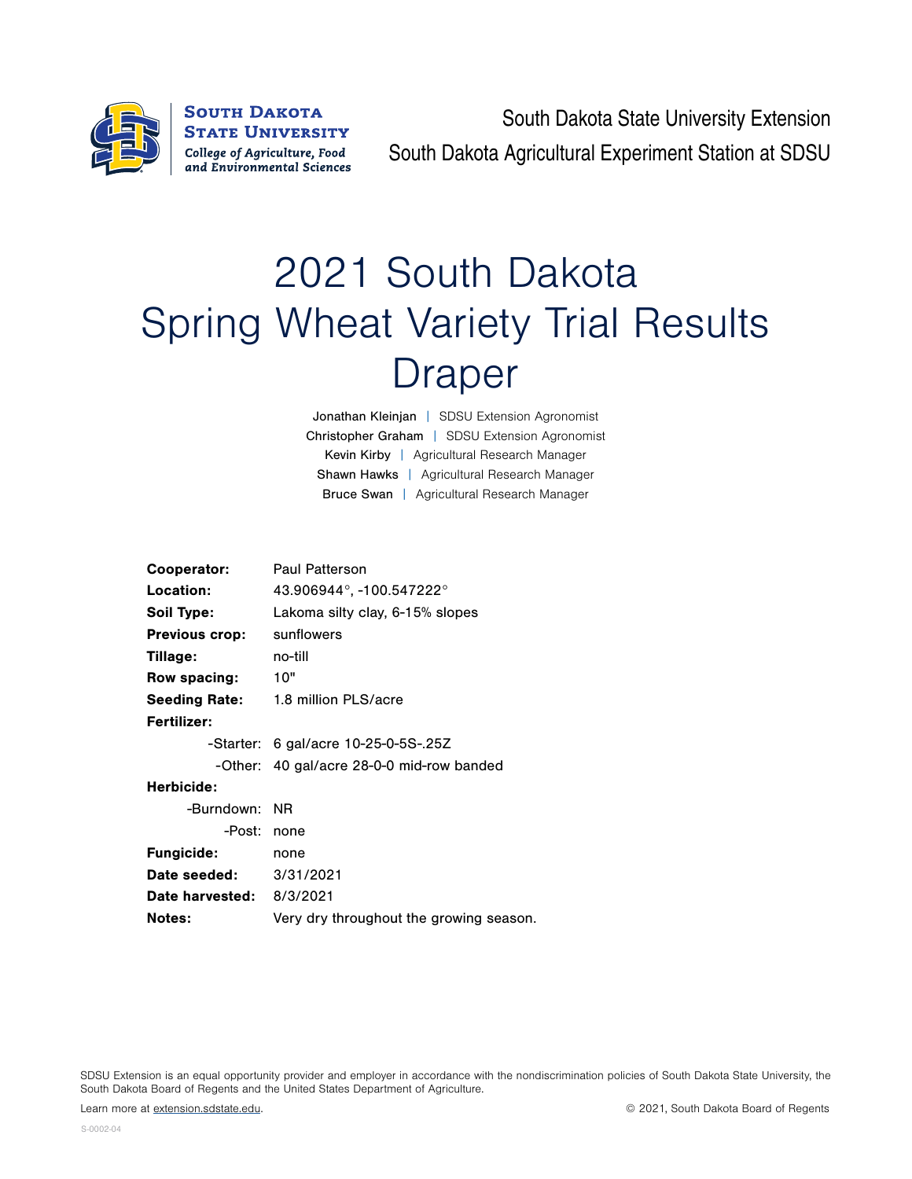South Dakota State University Extension

South Dakota Agricultural Experiment Station at SDSU

# 2021 South Dakota Spring Wheat Variety Trial Results Draper

Jonathan Kleinjan | SDSU Extension Agronomist
Christopher Graham | SDSU Extension Agronomist
Kevin Kirby | Agricultural Research Manager
Shawn Hawks | Agricultural Research Manager
Bruce Swan | Agricultural Research Manager

**Cooperator:** Paul Patterson
**Location:** 43.906944°, -100.547222°
**Soil Type:** Lakoma silty clay, 6-15% slopes
**Previous crop:** sunflowers
**Tillage:** no-till
**Row spacing:** 10"
**Seeding Rate:** 1.8 million PLS/acre
**Fertilizer:**
- Starter: 6 gal/acre 10-25-0-5S-.25Z
- Other: 40 gal/acre 28-0-0 mid-row banded

**Herbicide:**
- Burndown: NR
- Post: none

**Fungicide:** none
**Date seeded:** 3/31/2021
**Date harvested:** 8/3/2021
**Notes:** Very dry throughout the growing season.

SDSU Extension is an equal opportunity provider and employer in accordance with the nondiscrimination policies of South Dakota State University, the South Dakota Board of Regents and the United States Department of Agriculture.

Learn more at extension.sdstate.edu.

© 2021, South Dakota Board of Regents

S-0002-04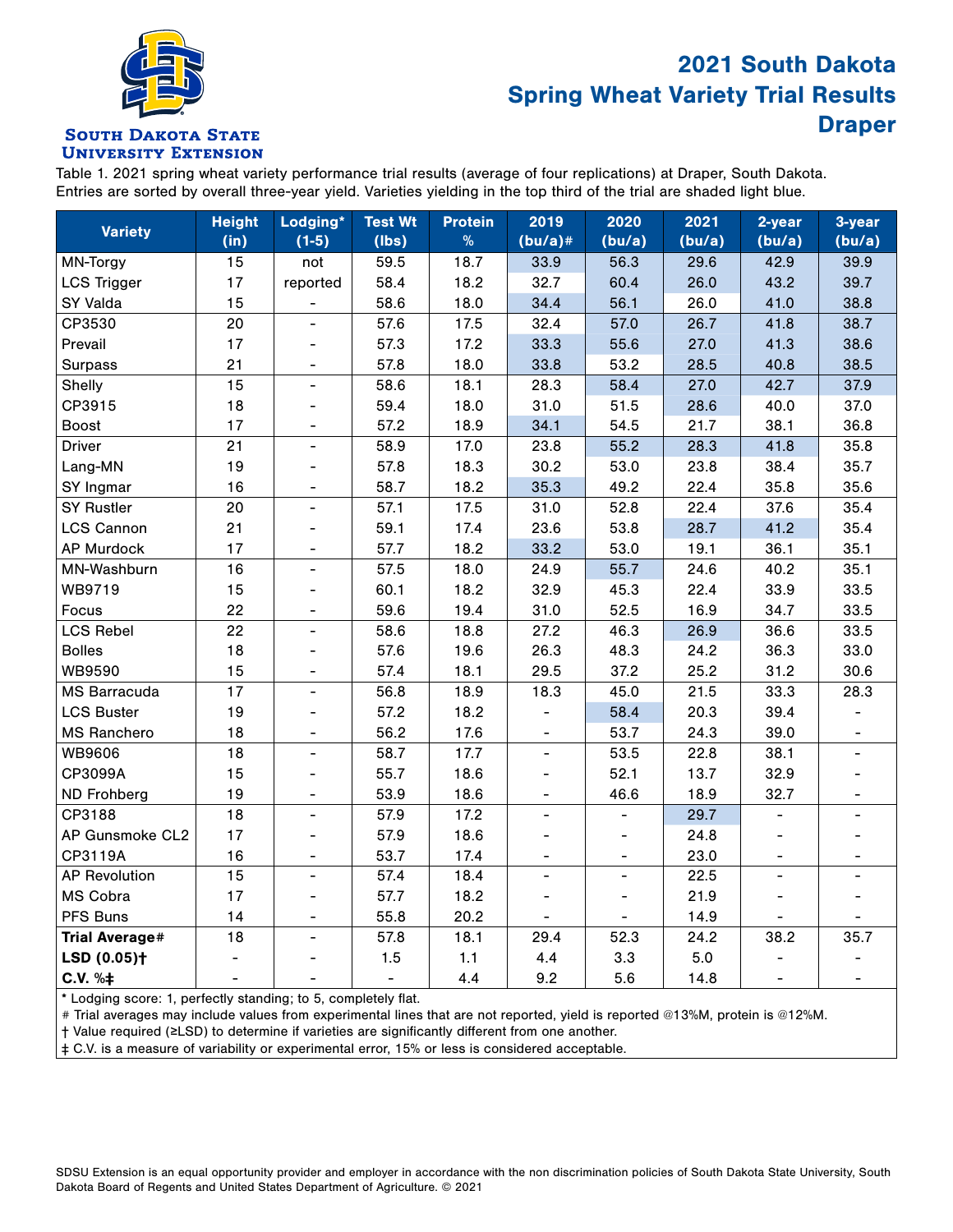# 2021 South Dakota Spring Wheat Variety Trial Results Draper

South Dakota State University Extension

Table 1. 2021 spring wheat variety performance trial results (average of four replications) at Draper, South Dakota. Entries are sorted by overall three-year yield. Varieties yielding in the top third of the trial are shaded light blue.

| Variety | Height (in) | Lodging* (1-5) | Test Wt (lbs) | Protein % | 2019 (bu/a)# | 2020 (bu/a) | 2021 (bu/a) | 2-year (bu/a) | 3-year (bu/a) |
|---|---|---|---|---|---|---|---|---|---|
| MN-Torgy | 15 | not | 59.5 | 18.7 | 33.9 | 56.3 | 29.6 | 42.9 | 39.9 |
| LCS Trigger | 17 | reported | 58.4 | 18.2 | 32.7 | 60.4 | 26.0 | 43.2 | 39.7 |
| SY Valda | 15 | - | 58.6 | 18.0 | 34.4 | 56.1 | 26.0 | 41.0 | 38.8 |
| CP3530 | 20 | - | 57.6 | 17.5 | 32.4 | 57.0 | 26.7 | 41.8 | 38.7 |
| Prevail | 17 | - | 57.3 | 17.2 | 33.3 | 55.6 | 27.0 | 41.3 | 38.6 |
| Surpass | 21 | - | 57.8 | 18.0 | 33.8 | 53.2 | 28.5 | 40.8 | 38.5 |
| Shelly | 15 | - | 58.6 | 18.1 | 28.3 | 58.4 | 27.0 | 42.7 | 37.9 |
| CP3915 | 18 | - | 59.4 | 18.0 | 31.0 | 51.5 | 28.6 | 40.0 | 37.0 |
| Boost | 17 | - | 57.2 | 18.9 | 34.1 | 54.5 | 21.7 | 38.1 | 36.8 |
| Driver | 21 | - | 58.9 | 17.0 | 23.8 | 55.2 | 28.3 | 41.8 | 35.8 |
| Lang-MN | 19 | - | 57.8 | 18.3 | 30.2 | 53.0 | 23.8 | 38.4 | 35.7 |
| SY Ingmar | 16 | - | 58.7 | 18.2 | 35.3 | 49.2 | 22.4 | 35.8 | 35.6 |
| SY Rustler | 20 | - | 57.1 | 17.5 | 31.0 | 52.8 | 22.4 | 37.6 | 35.4 |
| LCS Cannon | 21 | - | 59.1 | 17.4 | 23.6 | 53.8 | 28.7 | 41.2 | 35.4 |
| AP Murdock | 17 | - | 57.7 | 18.2 | 33.2 | 53.0 | 19.1 | 36.1 | 35.1 |
| MN-Washburn | 16 | - | 57.5 | 18.0 | 24.9 | 55.7 | 24.6 | 40.2 | 35.1 |
| WB9719 | 15 | - | 60.1 | 18.2 | 32.9 | 45.3 | 22.4 | 33.9 | 33.5 |
| Focus | 22 | - | 59.6 | 19.4 | 31.0 | 52.5 | 16.9 | 34.7 | 33.5 |
| LCS Rebel | 22 | - | 58.6 | 18.8 | 27.2 | 46.3 | 26.9 | 36.6 | 33.5 |
| Bolles | 18 | - | 57.6 | 19.6 | 26.3 | 48.3 | 24.2 | 36.3 | 33.0 |
| WB9590 | 15 | - | 57.4 | 18.1 | 29.5 | 37.2 | 25.2 | 31.2 | 30.6 |
| MS Barracuda | 17 | - | 56.8 | 18.9 | 18.3 | 45.0 | 21.5 | 33.3 | 28.3 |
| LCS Buster | 19 | - | 57.2 | 18.2 | - | 58.4 | 20.3 | 39.4 | - |
| MS Ranchero | 18 | - | 56.2 | 17.6 | - | 53.7 | 24.3 | 39.0 | - |
| WB9606 | 18 | - | 58.7 | 17.7 | - | 53.5 | 22.8 | 38.1 | - |
| CP3099A | 15 | - | 55.7 | 18.6 | - | 52.1 | 13.7 | 32.9 | - |
| ND Frohberg | 19 | - | 53.9 | 18.6 | - | 46.6 | 18.9 | 32.7 | - |
| CP3188 | 18 | - | 57.9 | 17.2 | - | - | 29.7 | - | - |
| AP Gunsmoke CL2 | 17 | - | 57.9 | 18.6 | - | - | 24.8 | - | - |
| CP3119A | 16 | - | 53.7 | 17.4 | - | - | 23.0 | - | - |
| AP Revolution | 15 | - | 57.4 | 18.4 | - | - | 22.5 | - | - |
| MS Cobra | 17 | - | 57.7 | 18.2 | - | - | 21.9 | - | - |
| PFS Buns | 14 | - | 55.8 | 20.2 | - | - | 14.9 | - | - |
| **Trial Average#** | 18 | - | 57.8 | 18.1 | 29.4 | 52.3 | 24.2 | 38.2 | 35.7 |
| **LSD (0.05)†** | - | - | 1.5 | 1.1 | 4.4 | 3.3 | 5.0 | - | - |
| **C.V. %‡** | - | - | - | 4.4 | 9.2 | 5.6 | 14.8 | - | - |

**\*** Lodging score: 1, perfectly standing; to 5, completely flat.
# Trial averages may include values from experimental lines that are not reported, yield is reported @13%M, protein is @12%M.
† Value required (≥LSD) to determine if varieties are significantly different from one another.
‡ C.V. is a measure of variability or experimental error, 15% or less is considered acceptable.

SDSU Extension is an equal opportunity provider and employer in accordance with the non discrimination policies of South Dakota State University, South Dakota Board of Regents and United States Department of Agriculture. © 2021